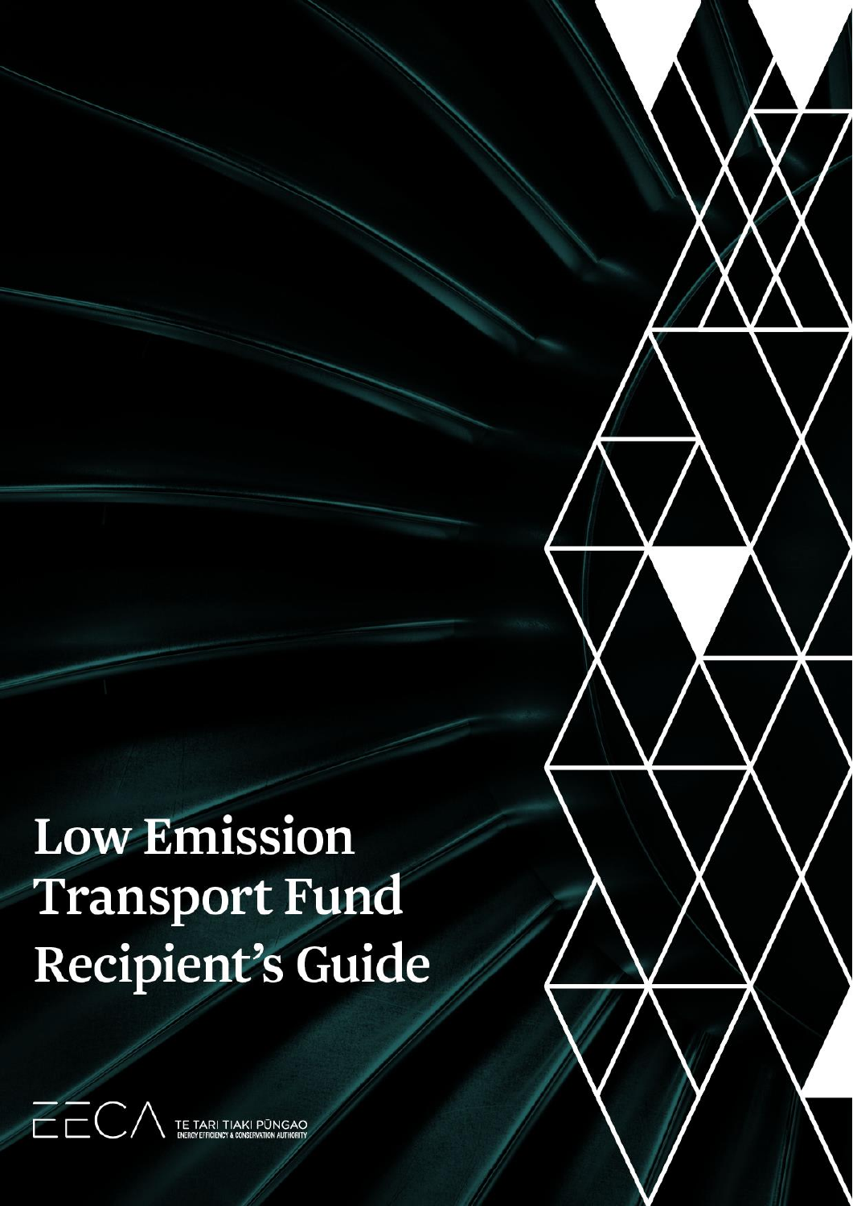# Low Emission Transport Fund Recipient's Guide

EECA TE TARI TIAKI PŪNGAO
ENERGY EFFICIENCY & CONSERVATION AUTHORITY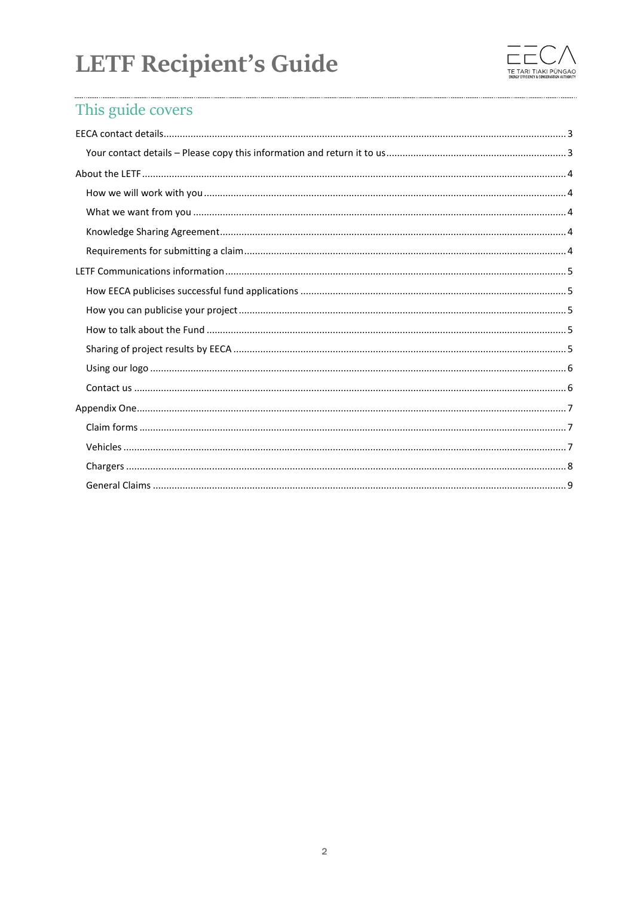## This guide covers

- EECA contact details ... 3
  - Your contact details – Please copy this information and return it to us ... 3
- About the LETF ... 4
  - How we will work with you ... 4
  - What we want from you ... 4
  - Knowledge Sharing Agreement ... 4
  - Requirements for submitting a claim ... 4
- LETF Communications information ... 5
  - How EECA publicises successful fund applications ... 5
  - How you can publicise your project ... 5
  - How to talk about the Fund ... 5
  - Sharing of project results by EECA ... 5
  - Using our logo ... 6
  - Contact us ... 6
- Appendix One ... 7
  - Claim forms ... 7
  - Vehicles ... 7
  - Chargers ... 8
  - General Claims ... 9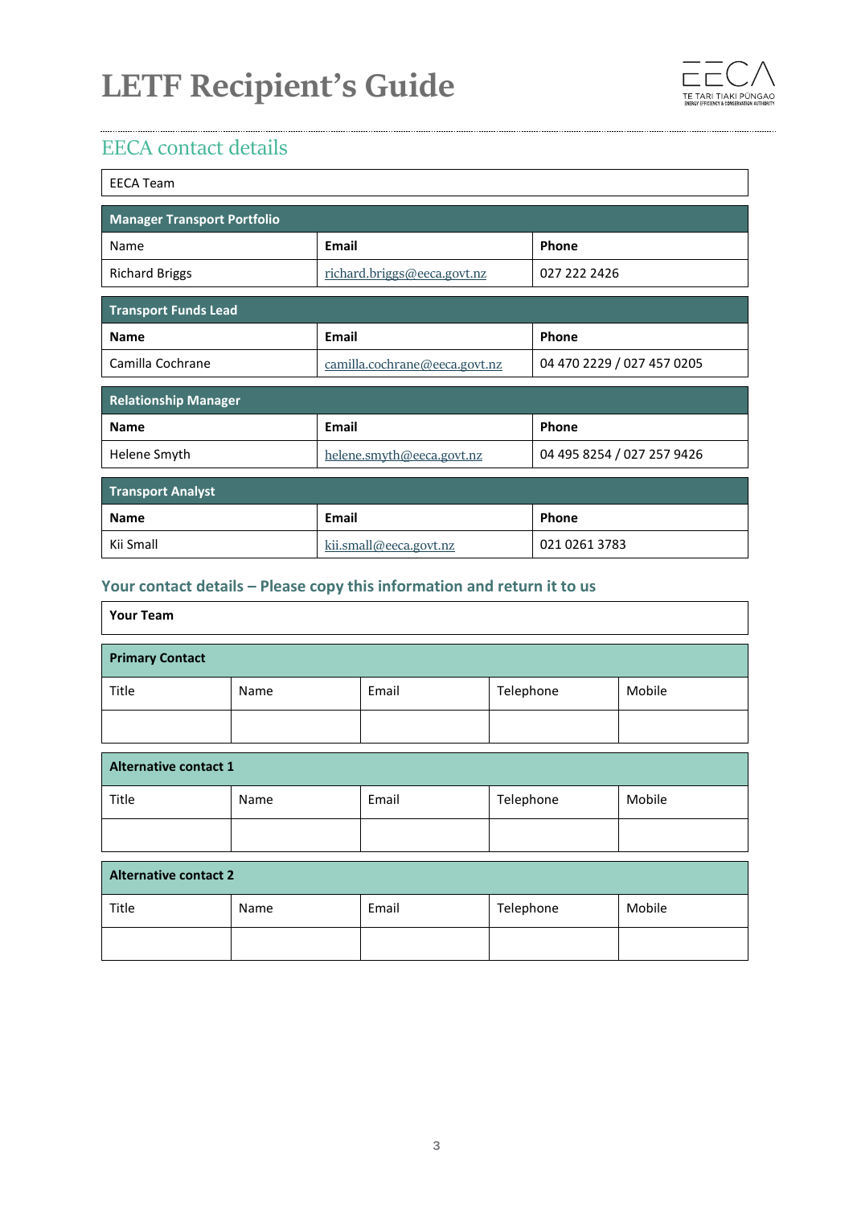## EECA contact details

| EECA Team | | |
|---|---|---|

| Manager Transport Portfolio | | |
|---|---|---|
| Name | **Email** | **Phone** |
| Richard Briggs | richard.briggs@eeca.govt.nz | 027 222 2426 |

| Transport Funds Lead | | |
|---|---|---|
| **Name** | **Email** | **Phone** |
| Camilla Cochrane | camilla.cochrane@eeca.govt.nz | 04 470 2229 / 027 457 0205 |

| Relationship Manager | | |
|---|---|---|
| **Name** | **Email** | **Phone** |
| Helene Smyth | helene.smyth@eeca.govt.nz | 04 495 8254 / 027 257 9426 |

| Transport Analyst | | |
|---|---|---|
| **Name** | **Email** | **Phone** |
| Kii Small | kii.small@eeca.govt.nz | 021 0261 3783 |

### Your contact details – Please copy this information and return it to us

| **Your Team** | | | | |
|---|---|---|---|---|

| **Primary Contact** | | | | |
|---|---|---|---|---|
| Title | Name | Email | Telephone | Mobile |
| | | | | |

| **Alternative contact 1** | | | | |
|---|---|---|---|---|
| Title | Name | Email | Telephone | Mobile |
| | | | | |

| **Alternative contact 2** | | | | |
|---|---|---|---|---|
| Title | Name | Email | Telephone | Mobile |
| | | | | |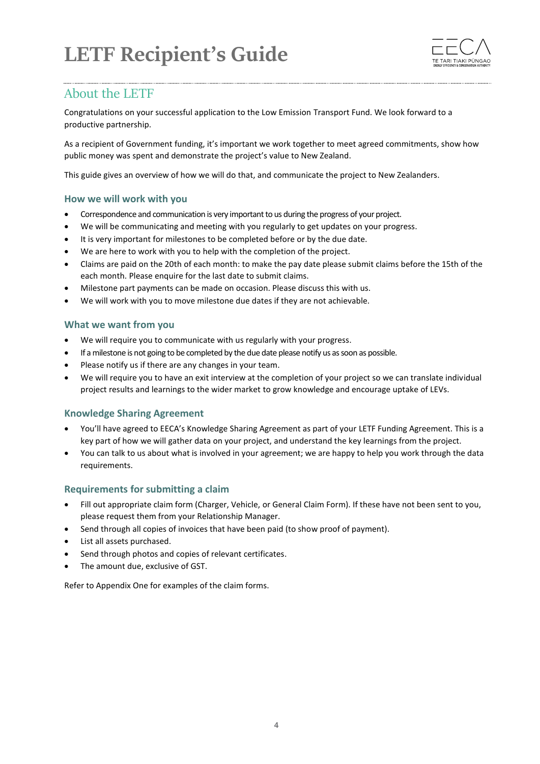# LETF Recipient's Guide

## About the LETF

Congratulations on your successful application to the Low Emission Transport Fund. We look forward to a productive partnership.

As a recipient of Government funding, it's important we work together to meet agreed commitments, show how public money was spent and demonstrate the project's value to New Zealand.

This guide gives an overview of how we will do that, and communicate the project to New Zealanders.

### How we will work with you

- Correspondence and communication is very important to us during the progress of your project.
- We will be communicating and meeting with you regularly to get updates on your progress.
- It is very important for milestones to be completed before or by the due date.
- We are here to work with you to help with the completion of the project.
- Claims are paid on the 20th of each month: to make the pay date please submit claims before the 15th of the each month. Please enquire for the last date to submit claims.
- Milestone part payments can be made on occasion. Please discuss this with us.
- We will work with you to move milestone due dates if they are not achievable.

### What we want from you

- We will require you to communicate with us regularly with your progress.
- If a milestone is not going to be completed by the due date please notify us as soon as possible.
- Please notify us if there are any changes in your team.
- We will require you to have an exit interview at the completion of your project so we can translate individual project results and learnings to the wider market to grow knowledge and encourage uptake of LEVs.

### Knowledge Sharing Agreement

- You'll have agreed to EECA's Knowledge Sharing Agreement as part of your LETF Funding Agreement. This is a key part of how we will gather data on your project, and understand the key learnings from the project.
- You can talk to us about what is involved in your agreement; we are happy to help you work through the data requirements.

### Requirements for submitting a claim

- Fill out appropriate claim form (Charger, Vehicle, or General Claim Form). If these have not been sent to you, please request them from your Relationship Manager.
- Send through all copies of invoices that have been paid (to show proof of payment).
- List all assets purchased.
- Send through photos and copies of relevant certificates.
- The amount due, exclusive of GST.

Refer to Appendix One for examples of the claim forms.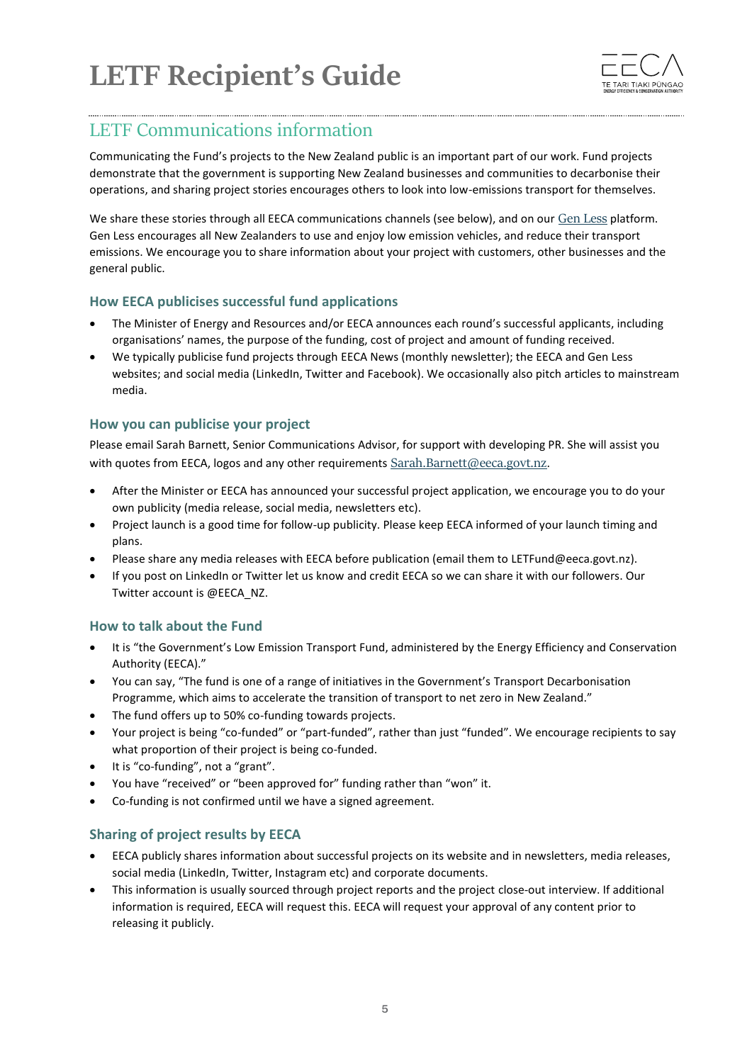## LETF Communications information

Communicating the Fund's projects to the New Zealand public is an important part of our work. Fund projects demonstrate that the government is supporting New Zealand businesses and communities to decarbonise their operations, and sharing project stories encourages others to look into low-emissions transport for themselves.

We share these stories through all EECA communications channels (see below), and on our Gen Less platform. Gen Less encourages all New Zealanders to use and enjoy low emission vehicles, and reduce their transport emissions. We encourage you to share information about your project with customers, other businesses and the general public.

### How EECA publicises successful fund applications

- The Minister of Energy and Resources and/or EECA announces each round's successful applicants, including organisations' names, the purpose of the funding, cost of project and amount of funding received.
- We typically publicise fund projects through EECA News (monthly newsletter); the EECA and Gen Less websites; and social media (LinkedIn, Twitter and Facebook). We occasionally also pitch articles to mainstream media.

### How you can publicise your project

Please email Sarah Barnett, Senior Communications Advisor, for support with developing PR. She will assist you with quotes from EECA, logos and any other requirements Sarah.Barnett@eeca.govt.nz.

- After the Minister or EECA has announced your successful project application, we encourage you to do your own publicity (media release, social media, newsletters etc).
- Project launch is a good time for follow-up publicity. Please keep EECA informed of your launch timing and plans.
- Please share any media releases with EECA before publication (email them to LETFund@eeca.govt.nz).
- If you post on LinkedIn or Twitter let us know and credit EECA so we can share it with our followers. Our Twitter account is @EECA_NZ.

### How to talk about the Fund

- It is "the Government's Low Emission Transport Fund, administered by the Energy Efficiency and Conservation Authority (EECA)."
- You can say, "The fund is one of a range of initiatives in the Government's Transport Decarbonisation Programme, which aims to accelerate the transition of transport to net zero in New Zealand."
- The fund offers up to 50% co-funding towards projects.
- Your project is being "co-funded" or "part-funded", rather than just "funded". We encourage recipients to say what proportion of their project is being co-funded.
- It is "co-funding", not a "grant".
- You have "received" or "been approved for" funding rather than "won" it.
- Co-funding is not confirmed until we have a signed agreement.

### Sharing of project results by EECA

- EECA publicly shares information about successful projects on its website and in newsletters, media releases, social media (LinkedIn, Twitter, Instagram etc) and corporate documents.
- This information is usually sourced through project reports and the project close-out interview. If additional information is required, EECA will request this. EECA will request your approval of any content prior to releasing it publicly.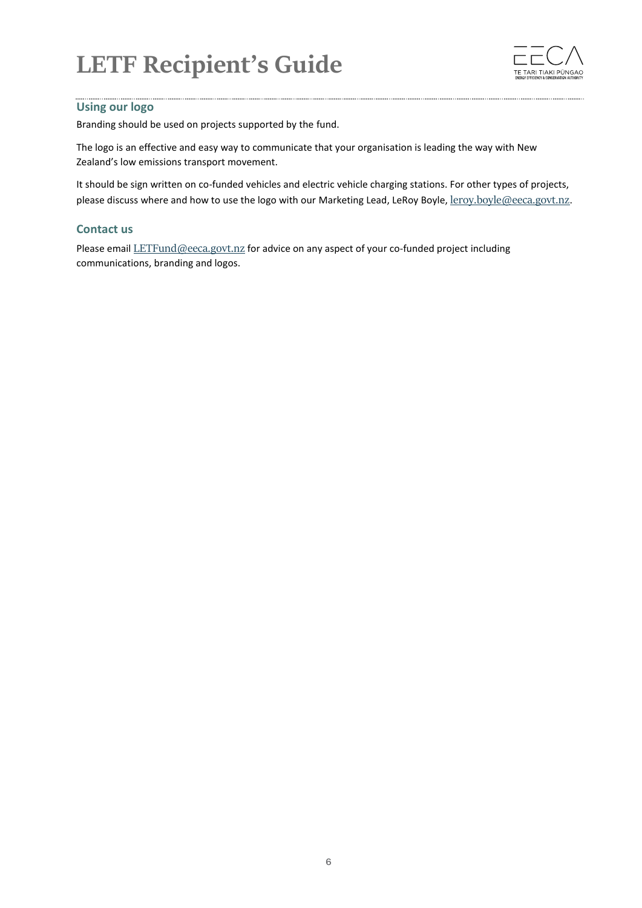## Using our logo

Branding should be used on projects supported by the fund.

The logo is an effective and easy way to communicate that your organisation is leading the way with New Zealand's low emissions transport movement.

It should be sign written on co-funded vehicles and electric vehicle charging stations. For other types of projects, please discuss where and how to use the logo with our Marketing Lead, LeRoy Boyle, leroy.boyle@eeca.govt.nz.

## Contact us

Please email LETFund@eeca.govt.nz for advice on any aspect of your co-funded project including communications, branding and logos.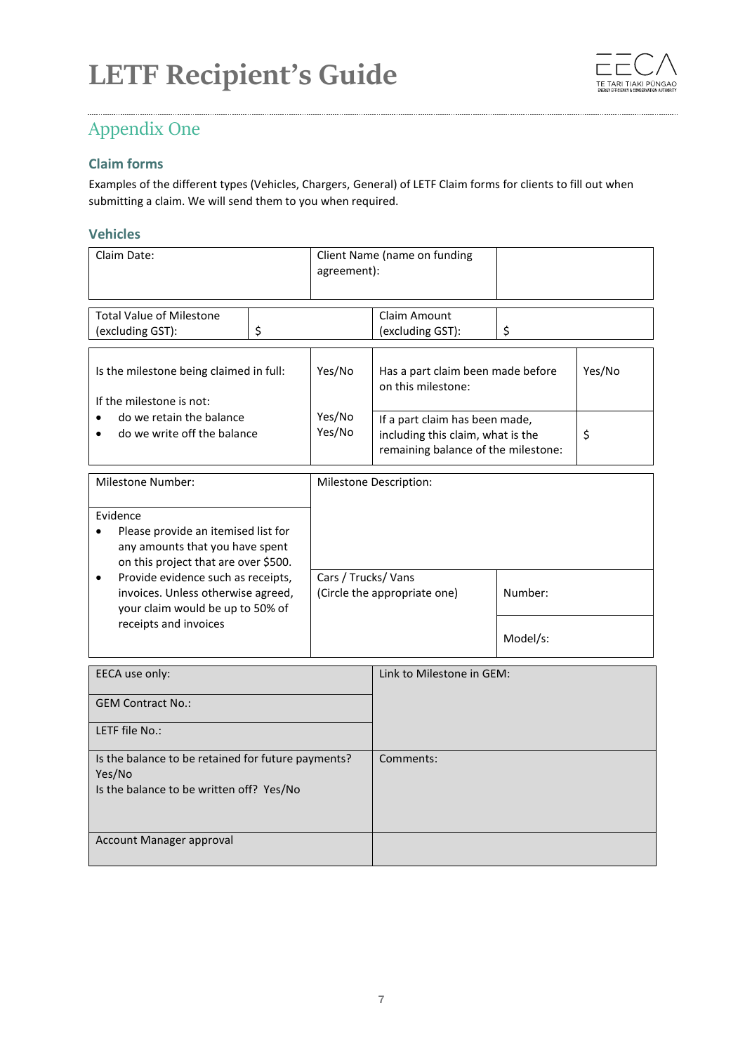## Appendix One

### Claim forms

Examples of the different types (Vehicles, Chargers, General) of LETF Claim forms for clients to fill out when submitting a claim. We will send them to you when required.

### Vehicles

| Claim Date: | Client Name (name on funding agreement): | |
|---|---|---|

| Total Value of Milestone (excluding GST): | $ | Claim Amount (excluding GST): | $ |
|---|---|---|---|

| Is the milestone being claimed in full: | Yes/No | Has a part claim been made before on this milestone: | Yes/No |
|---|---|---|---|
| If the milestone is not:<br>• do we retain the balance<br>• do we write off the balance | Yes/No<br>Yes/No | If a part claim has been made, including this claim, what is the remaining balance of the milestone: | $ |

| Milestone Number: | Milestone Description: | |
|---|---|---|
| Evidence<br>• Please provide an itemised list for any amounts that you have spent on this project that are over $500.<br>• Provide evidence such as receipts, invoices. Unless otherwise agreed, your claim would be up to 50% of receipts and invoices | Cars / Trucks/ Vans<br>(Circle the appropriate one) | Number: |
| | | Model/s: |

| EECA use only: | Link to Milestone in GEM: |
|---|---|
| GEM Contract No.: | |
| LETF file No.: | |
| Is the balance to be retained for future payments? Yes/No<br>Is the balance to be written off? Yes/No | Comments: |
| Account Manager approval | |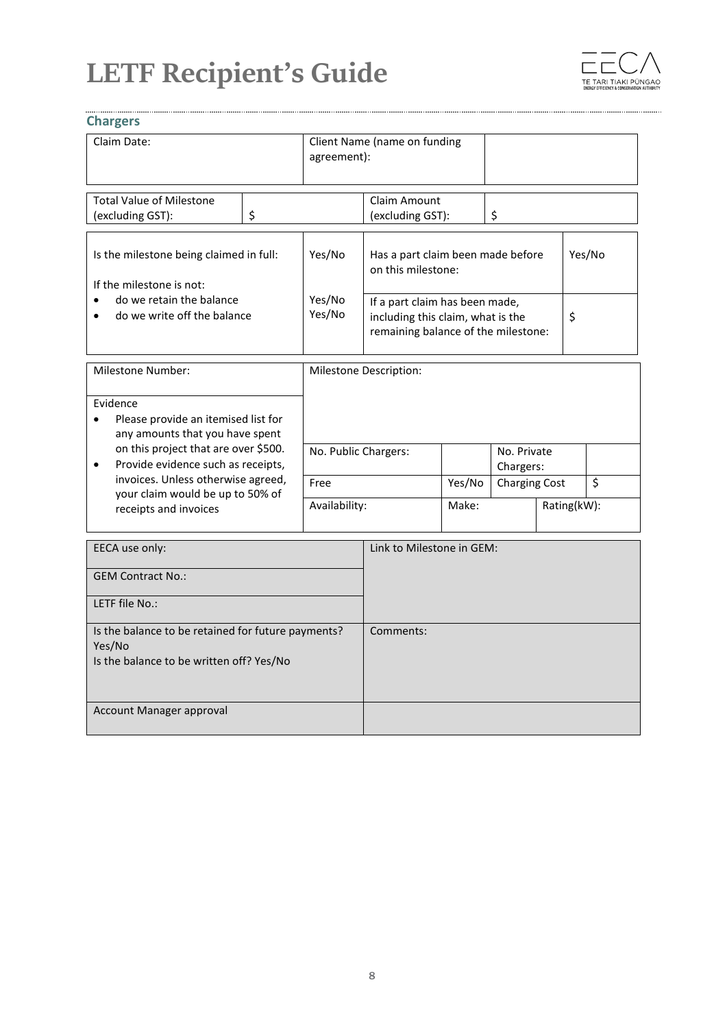## Chargers

| Claim Date: | Client Name (name on funding agreement): | |
|---|---|---|

| Total Value of Milestone (excluding GST): | $ | Claim Amount (excluding GST): | $ |
|---|---|---|---|

| Is the milestone being claimed in full: | Yes/No | Has a part claim been made before on this milestone: | Yes/No |
|---|---|---|---|
| If the milestone is not:<br>• do we retain the balance<br>• do we write off the balance | Yes/No<br>Yes/No | If a part claim has been made, including this claim, what is the remaining balance of the milestone: | $ |

| Milestone Number: | Milestone Description: | | | | | |
|---|---|---|---|---|---|---|
| Evidence<br>• Please provide an itemised list for any amounts that you have spent on this project that are over $500.<br>• Provide evidence such as receipts, invoices. Unless otherwise agreed, your claim would be up to 50% of receipts and invoices | | | | | | |
| | No. Public Chargers: | | No. Private Chargers: | | | |
| | Free | Yes/No | Charging Cost | | $ | |
| | Availability: | Make: | | Rating(kW): | | |

| EECA use only: | Link to Milestone in GEM: |
|---|---|
| GEM Contract No.: | |
| LETF file No.: | |
| Is the balance to be retained for future payments? Yes/No<br>Is the balance to be written off? Yes/No | Comments: |
| Account Manager approval | |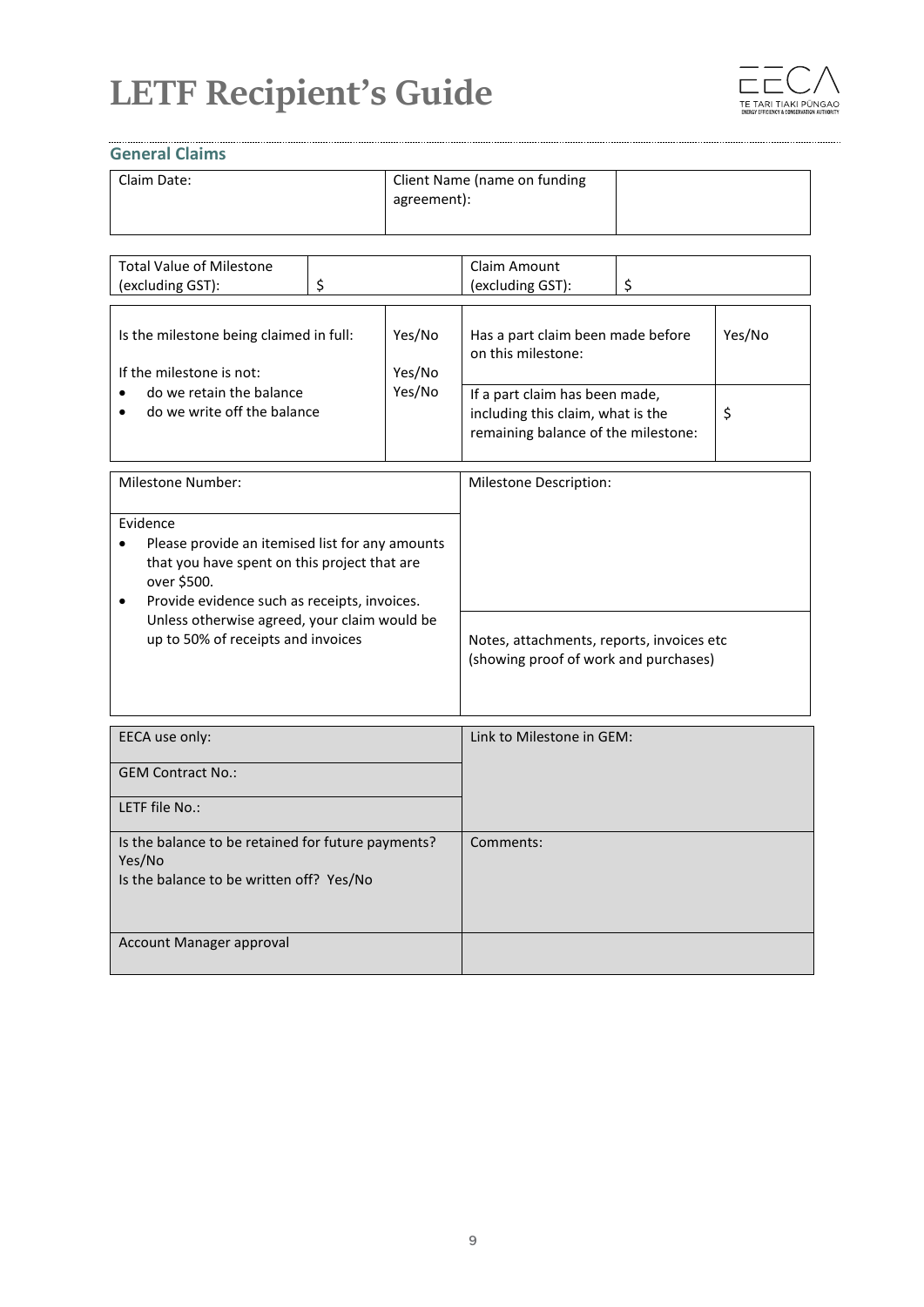# LETF Recipient's Guide

## General Claims

| | | |
|---|---|---|
| Claim Date: | Client Name (name on funding agreement): | |

| | | | |
|---|---|---|---|
| Total Value of Milestone (excluding GST): | $ | Claim Amount (excluding GST): | $ |

| | | | |
|---|---|---|---|
| Is the milestone being claimed in full:<br><br>If the milestone is not:<br>• do we retain the balance<br>• do we write off the balance | Yes/No<br><br>Yes/No<br>Yes/No | Has a part claim been made before on this milestone: | Yes/No |
| | | If a part claim has been made, including this claim, what is the remaining balance of the milestone: | $ |

| | |
|---|---|
| Milestone Number: | Milestone Description: |
| Evidence<br>• Please provide an itemised list for any amounts that you have spent on this project that are over $500.<br>• Provide evidence such as receipts, invoices. Unless otherwise agreed, your claim would be up to 50% of receipts and invoices | Notes, attachments, reports, invoices etc (showing proof of work and purchases) |

| | |
|---|---|
| EECA use only: | Link to Milestone in GEM: |
| GEM Contract No.: | |
| LETF file No.: | |
| Is the balance to be retained for future payments? Yes/No<br>Is the balance to be written off? Yes/No | Comments: |
| Account Manager approval | |